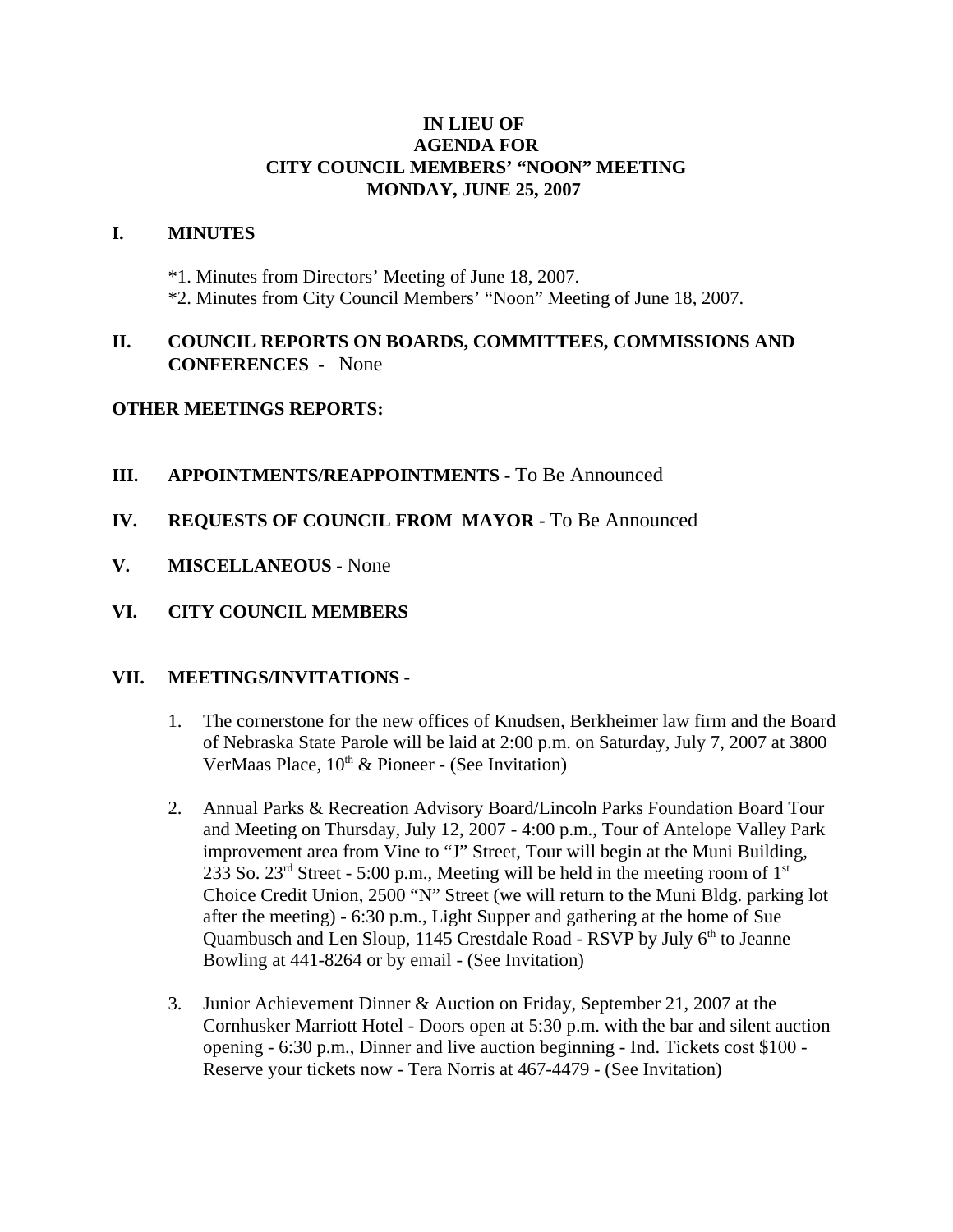**IN LIEU OF**
**AGENDA FOR**
**CITY COUNCIL MEMBERS' "NOON" MEETING**
**MONDAY, JUNE 25, 2007**

## I. MINUTES

*1. Minutes from Directors' Meeting of June 18, 2007.
*2. Minutes from City Council Members' "Noon" Meeting of June 18, 2007.

## II. COUNCIL REPORTS ON BOARDS, COMMITTEES, COMMISSIONS AND CONFERENCES - None

**OTHER MEETINGS REPORTS:**

## III. APPOINTMENTS/REAPPOINTMENTS - To Be Announced

## IV. REQUESTS OF COUNCIL FROM MAYOR - To Be Announced

## V. MISCELLANEOUS - None

## VI. CITY COUNCIL MEMBERS

## VII. MEETINGS/INVITATIONS -

1. The cornerstone for the new offices of Knudsen, Berkheimer law firm and the Board of Nebraska State Parole will be laid at 2:00 p.m. on Saturday, July 7, 2007 at 3800 VerMaas Place, 10th & Pioneer - (See Invitation)

2. Annual Parks & Recreation Advisory Board/Lincoln Parks Foundation Board Tour and Meeting on Thursday, July 12, 2007 - 4:00 p.m., Tour of Antelope Valley Park improvement area from Vine to "J" Street, Tour will begin at the Muni Building, 233 So. 23rd Street - 5:00 p.m., Meeting will be held in the meeting room of 1st Choice Credit Union, 2500 "N" Street (we will return to the Muni Bldg. parking lot after the meeting) - 6:30 p.m., Light Supper and gathering at the home of Sue Quambusch and Len Sloup, 1145 Crestdale Road - RSVP by July 6th to Jeanne Bowling at 441-8264 or by email - (See Invitation)

3. Junior Achievement Dinner & Auction on Friday, September 21, 2007 at the Cornhusker Marriott Hotel - Doors open at 5:30 p.m. with the bar and silent auction opening - 6:30 p.m., Dinner and live auction beginning - Ind. Tickets cost $100 - Reserve your tickets now - Tera Norris at 467-4479 - (See Invitation)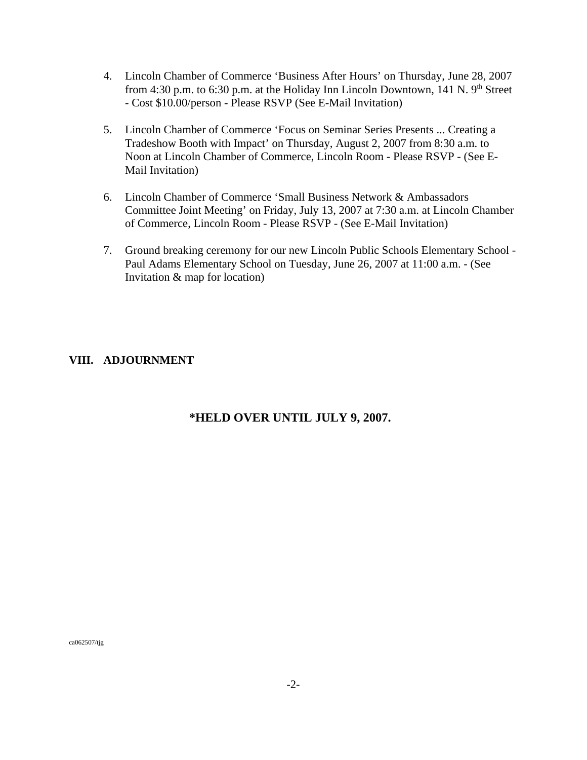4. Lincoln Chamber of Commerce ‘Business After Hours’ on Thursday, June 28, 2007 from 4:30 p.m. to 6:30 p.m. at the Holiday Inn Lincoln Downtown, 141 N. 9th Street - Cost $10.00/person - Please RSVP (See E-Mail Invitation)

5. Lincoln Chamber of Commerce ‘Focus on Seminar Series Presents ... Creating a Tradeshow Booth with Impact’ on Thursday, August 2, 2007 from 8:30 a.m. to Noon at Lincoln Chamber of Commerce, Lincoln Room - Please RSVP - (See E-Mail Invitation)

6. Lincoln Chamber of Commerce ‘Small Business Network & Ambassadors Committee Joint Meeting’ on Friday, July 13, 2007 at 7:30 a.m. at Lincoln Chamber of Commerce, Lincoln Room - Please RSVP - (See E-Mail Invitation)

7. Ground breaking ceremony for our new Lincoln Public Schools Elementary School - Paul Adams Elementary School on Tuesday, June 26, 2007 at 11:00 a.m. - (See Invitation & map for location)

**VIII. ADJOURNMENT**

**\*HELD OVER UNTIL JULY 9, 2007.**

ca062507/tjg